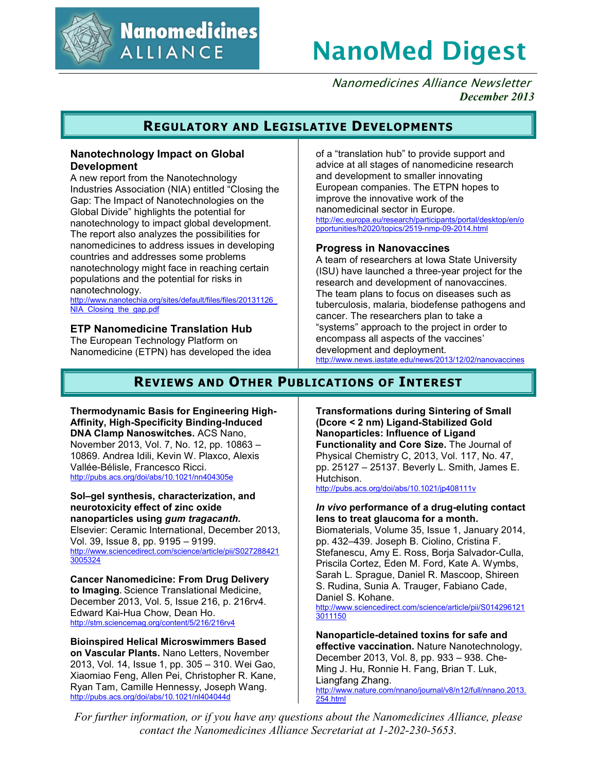# NanoMed Digest

Nanomedicines Alliance

*Nanomedicines Alliance Newsletter*

***December 2013***

## Regulatory and Legislative Developments

### Nanotechnology Impact on Global Development

A new report from the Nanotechnology Industries Association (NIA) entitled "Closing the Gap: The Impact of Nanotechnologies on the Global Divide" highlights the potential for nanotechnology to impact global development. The report also analyzes the possibilities for nanomedicines to address issues in developing countries and addresses some problems nanotechnology might face in reaching certain populations and the potential for risks in nanotechnology.
http://www.nanotechia.org/sites/default/files/files/20131126_NIA_Closing_the_gap.pdf

### ETP Nanomedicine Translation Hub

The European Technology Platform on Nanomedicine (ETPN) has developed the idea of a "translation hub" to provide support and advice at all stages of nanomedicine research and development to smaller innovating European companies. The ETPN hopes to improve the innovative work of the nanomedicinal sector in Europe.
http://ec.europa.eu/research/participants/portal/desktop/en/opportunities/h2020/topics/2519-nmp-09-2014.html

### Progress in Nanovaccines

A team of researchers at Iowa State University (ISU) have launched a three-year project for the research and development of nanovaccines. The team plans to focus on diseases such as tuberculosis, malaria, biodefense pathogens and cancer. The researchers plan to take a "systems" approach to the project in order to encompass all aspects of the vaccines' development and deployment.
http://www.news.iastate.edu/news/2013/12/02/nanovaccines

## Reviews and Other Publications of Interest

**Thermodynamic Basis for Engineering High-Affinity, High-Specificity Binding-Induced DNA Clamp Nanoswitches.** ACS Nano, November 2013, Vol. 7, No. 12, pp. 10863 – 10869. Andrea Idili, Kevin W. Plaxco, Alexis Vallée-Bélisle, Francesco Ricci.
http://pubs.acs.org/doi/abs/10.1021/nn404305e

**Sol–gel synthesis, characterization, and neurotoxicity effect of zinc oxide nanoparticles using *gum tragacanth.*** Elsevier: Ceramic International, December 2013, Vol. 39, Issue 8, pp. 9195 – 9199.
http://www.sciencedirect.com/science/article/pii/S0272884213005324

**Cancer Nanomedicine: From Drug Delivery to Imaging**. Science Translational Medicine, December 2013, Vol. 5, Issue 216, p. 216rv4. Edward Kai-Hua Chow, Dean Ho.
http://stm.sciencemag.org/content/5/216/216rv4

**Bioinspired Helical Microswimmers Based on Vascular Plants.** Nano Letters, November 2013, Vol. 14, Issue 1, pp. 305 – 310. Wei Gao, Xiaomiao Feng, Allen Pei, Christopher R. Kane, Ryan Tam, Camille Hennessy, Joseph Wang.
http://pubs.acs.org/doi/abs/10.1021/nl404044d

**Transformations during Sintering of Small (Dcore < 2 nm) Ligand-Stabilized Gold Nanoparticles: Influence of Ligand Functionality and Core Size.** The Journal of Physical Chemistry C, 2013, Vol. 117, No. 47, pp. 25127 – 25137. Beverly L. Smith, James E. Hutchison.
http://pubs.acs.org/doi/abs/10.1021/jp408111v

***In vivo* performance of a drug-eluting contact lens to treat glaucoma for a month.** Biomaterials, Volume 35, Issue 1, January 2014, pp. 432–439. Joseph B. Ciolino, Cristina F. Stefanescu, Amy E. Ross, Borja Salvador-Culla, Priscila Cortez, Eden M. Ford, Kate A. Wymbs, Sarah L. Sprague, Daniel R. Mascoop, Shireen S. Rudina, Sunia A. Trauger, Fabiano Cade, Daniel S. Kohane.
http://www.sciencedirect.com/science/article/pii/S0142961213011150

**Nanoparticle-detained toxins for safe and effective vaccination.** Nature Nanotechnology, December 2013, Vol. 8, pp. 933 – 938. Che-Ming J. Hu, Ronnie H. Fang, Brian T. Luk, Liangfang Zhang.
http://www.nature.com/nnano/journal/v8/n12/full/nnano.2013.254.html

*For further information, or if you have any questions about the Nanomedicines Alliance, please contact the Nanomedicines Alliance Secretariat at 1-202-230-5653.*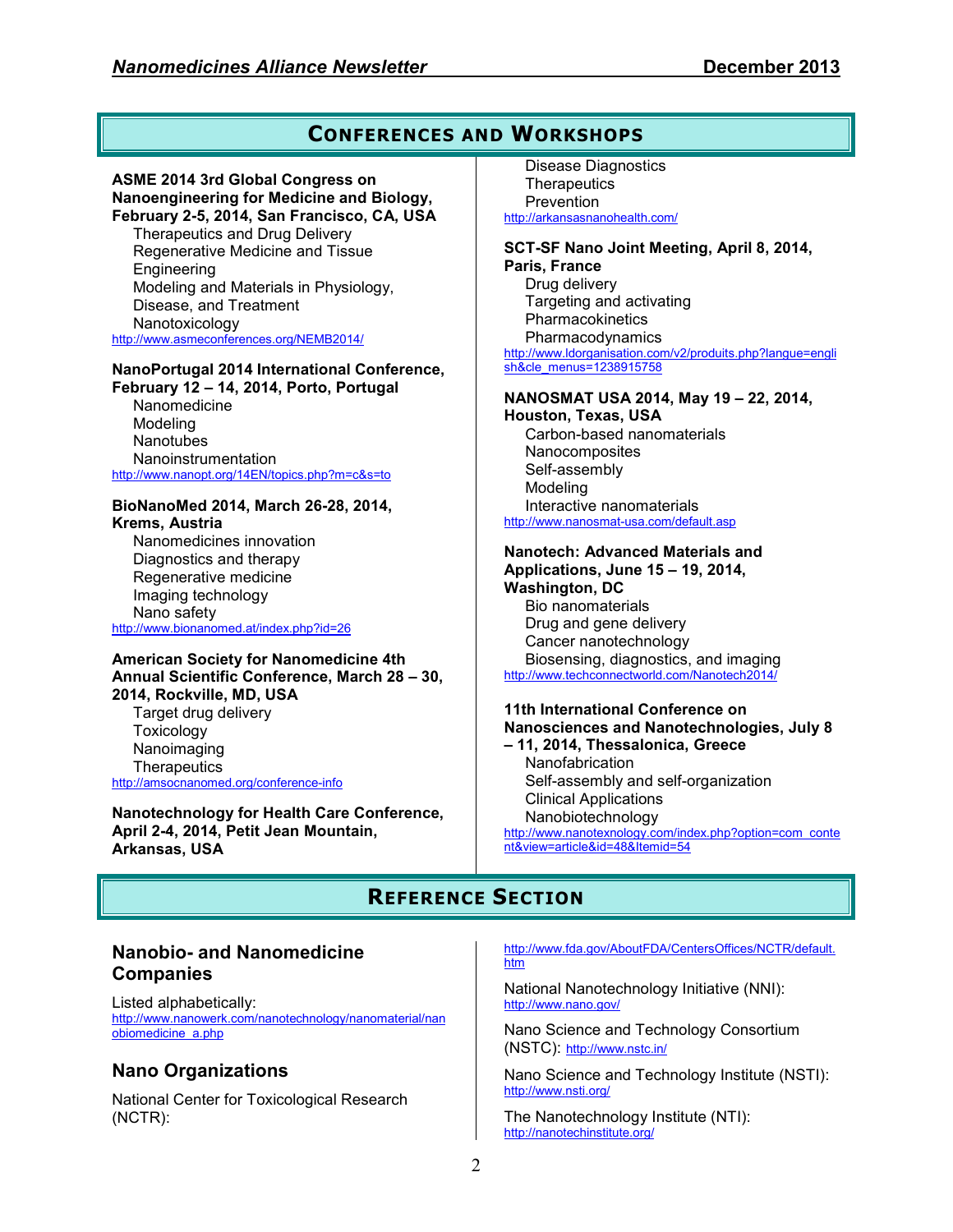## Conferences and Workshops

**ASME 2014 3rd Global Congress on Nanoengineering for Medicine and Biology, February 2-5, 2014, San Francisco, CA, USA**

- Therapeutics and Drug Delivery
- Regenerative Medicine and Tissue Engineering
- Modeling and Materials in Physiology, Disease, and Treatment
- Nanotoxicology

http://www.asmeconferences.org/NEMB2014/

**NanoPortugal 2014 International Conference, February 12 – 14, 2014, Porto, Portugal**

- Nanomedicine
- Modeling
- Nanotubes
- Nanoinstrumentation

http://www.nanopt.org/14EN/topics.php?m=c&s=to

**BioNanoMed 2014, March 26-28, 2014, Krems, Austria**

- Nanomedicines innovation
- Diagnostics and therapy
- Regenerative medicine
- Imaging technology
- Nano safety

http://www.bionanomed.at/index.php?id=26

**American Society for Nanomedicine 4th Annual Scientific Conference, March 28 – 30, 2014, Rockville, MD, USA**

- Target drug delivery
- Toxicology
- Nanoimaging
- Therapeutics

http://amsocnanomed.org/conference-info

**Nanotechnology for Health Care Conference, April 2-4, 2014, Petit Jean Mountain, Arkansas, USA**

- Disease Diagnostics
- Therapeutics
- Prevention

http://arkansasnanohealth.com/

**SCT-SF Nano Joint Meeting, April 8, 2014, Paris, France**

- Drug delivery
- Targeting and activating
- Pharmacokinetics
- Pharmacodynamics

http://www.ldorganisation.com/v2/produits.php?langue=english&cle_menus=1238915758

**NANOSMAT USA 2014, May 19 – 22, 2014, Houston, Texas, USA**

- Carbon-based nanomaterials
- Nanocomposites
- Self-assembly
- Modeling
- Interactive nanomaterials

http://www.nanosmat-usa.com/default.asp

**Nanotech: Advanced Materials and Applications, June 15 – 19, 2014, Washington, DC**

- Bio nanomaterials
- Drug and gene delivery
- Cancer nanotechnology
- Biosensing, diagnostics, and imaging

http://www.techconnectworld.com/Nanotech2014/

**11th International Conference on Nanosciences and Nanotechnologies, July 8 – 11, 2014, Thessalonica, Greece**

- Nanofabrication
- Self-assembly and self-organization
- Clinical Applications
- Nanobiotechnology

http://www.nanotexnology.com/index.php?option=com_content&view=article&id=48&Itemid=54

## Reference Section

### Nanobio- and Nanomedicine Companies

Listed alphabetically:
http://www.nanowerk.com/nanotechnology/nanomaterial/nanobiomedicine_a.php

### Nano Organizations

National Center for Toxicological Research (NCTR):
http://www.fda.gov/AboutFDA/CentersOffices/NCTR/default.htm

National Nanotechnology Initiative (NNI):
http://www.nano.gov/

Nano Science and Technology Consortium (NSTC): http://www.nstc.in/

Nano Science and Technology Institute (NSTI):
http://www.nsti.org/

The Nanotechnology Institute (NTI):
http://nanotechinstitute.org/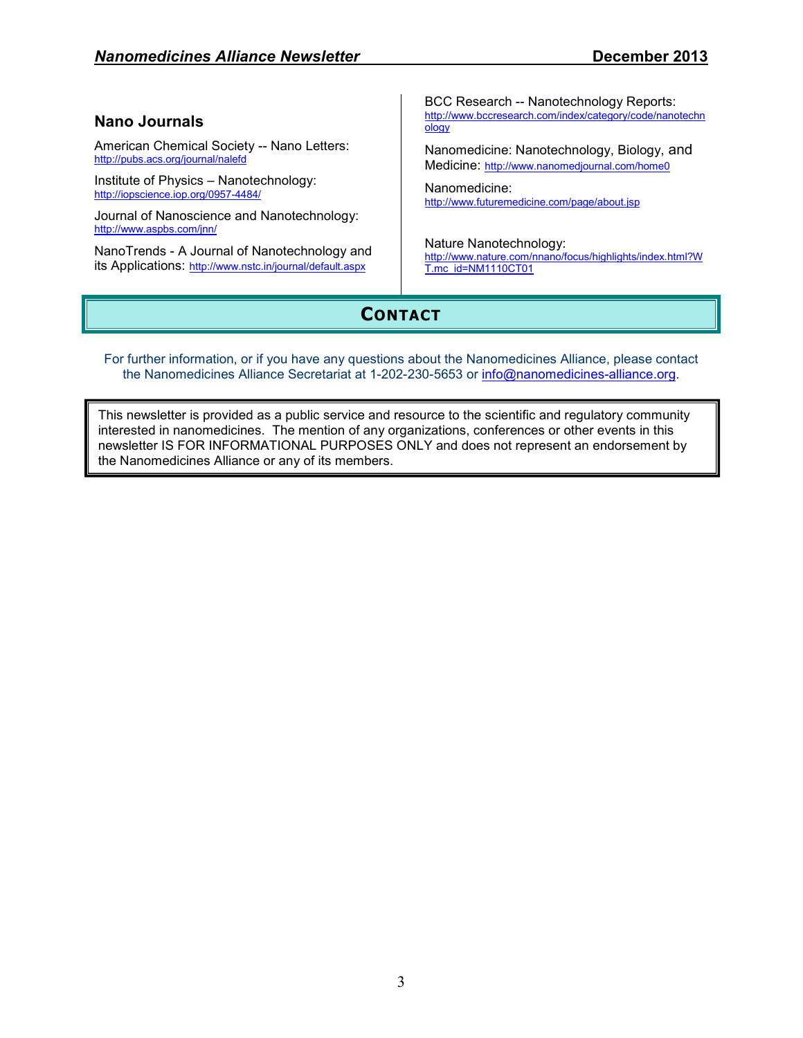## Nano Journals

American Chemical Society -- Nano Letters: http://pubs.acs.org/journal/nalefd

Institute of Physics – Nanotechnology: http://iopscience.iop.org/0957-4484/

Journal of Nanoscience and Nanotechnology: http://www.aspbs.com/jnn/

NanoTrends - A Journal of Nanotechnology and its Applications: http://www.nstc.in/journal/default.aspx

BCC Research -- Nanotechnology Reports: http://www.bccresearch.com/index/category/code/nanotechnology

Nanomedicine: Nanotechnology, Biology, and Medicine: http://www.nanomedjournal.com/home0

Nanomedicine: http://www.futuremedicine.com/page/about.jsp

Nature Nanotechnology: http://www.nature.com/nnano/focus/highlights/index.html?WT.mc_id=NM1110CT01

## Contact

For further information, or if you have any questions about the Nanomedicines Alliance, please contact the Nanomedicines Alliance Secretariat at 1-202-230-5653 or info@nanomedicines-alliance.org.

This newsletter is provided as a public service and resource to the scientific and regulatory community interested in nanomedicines. The mention of any organizations, conferences or other events in this newsletter IS FOR INFORMATIONAL PURPOSES ONLY and does not represent an endorsement by the Nanomedicines Alliance or any of its members.